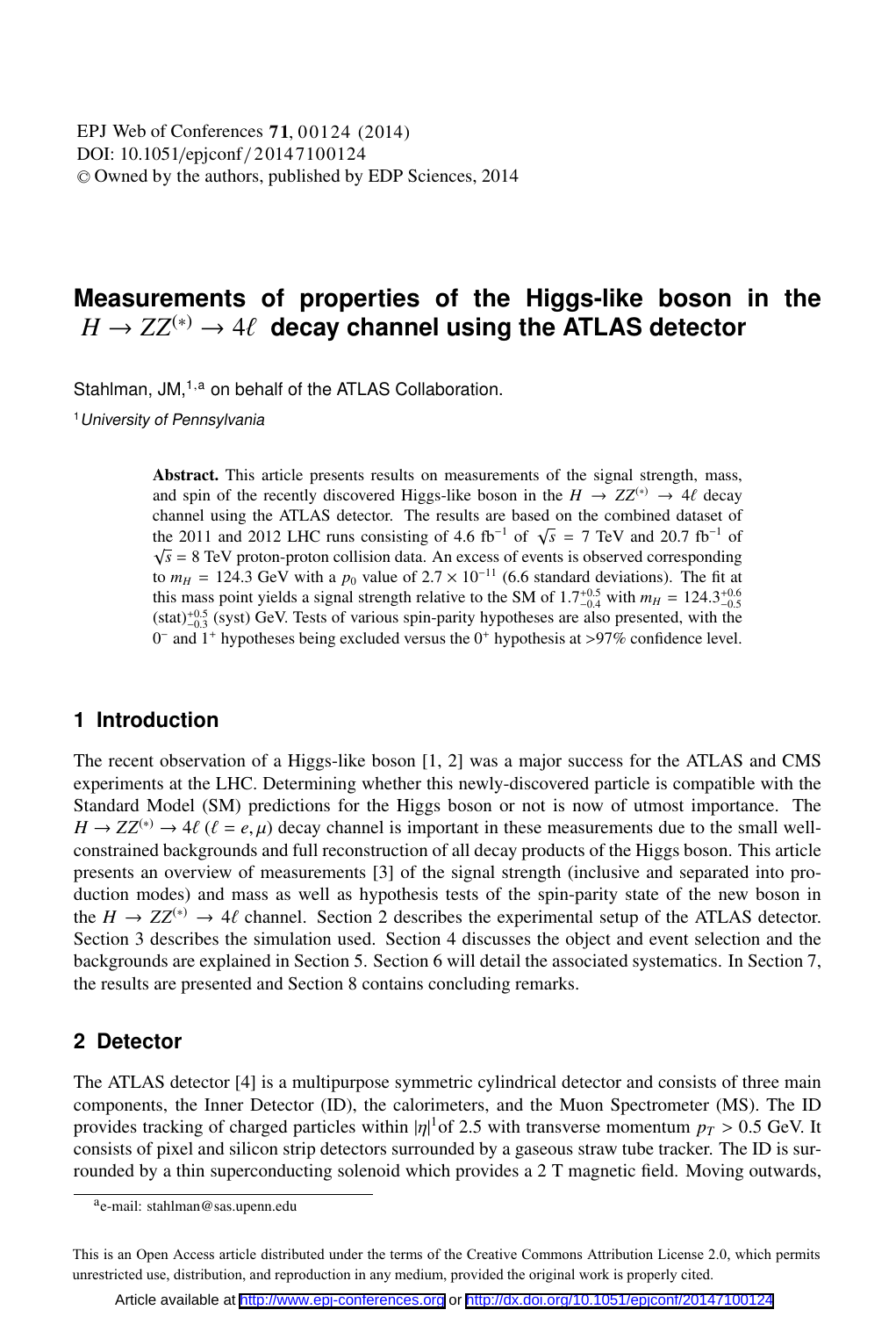# Measurements of properties of the Higgs-like boson in the $H \to ZZ^{(*)} \to 4\ell$ decay channel using the ATLAS detector

Stahlman, JM,[1,a] on behalf of the ATLAS Collaboration.

[1] *University of Pennsylvania*

**Abstract.** This article presents results on measurements of the signal strength, mass, and spin of the recently discovered Higgs-like boson in the $H \to ZZ^{(*)} \to 4\ell$ decay channel using the ATLAS detector. The results are based on the combined dataset of the 2011 and 2012 LHC runs consisting of 4.6 fb$^{-1}$ of $\sqrt{s}$ = 7 TeV and 20.7 fb$^{-1}$ of $\sqrt{s}$ = 8 TeV proton-proton collision data. An excess of events is observed corresponding to $m_H$ = 124.3 GeV with a $p_0$ value of $2.7 \times 10^{-11}$ (6.6 standard deviations). The fit at this mass point yields a signal strength relative to the SM of $1.7^{+0.5}_{-0.4}$ with $m_H = 124.3^{+0.6}_{-0.5}$ (stat)$^{+0.5}_{-0.3}$ (syst) GeV. Tests of various spin-parity hypotheses are also presented, with the $0^-$ and $1^+$ hypotheses being excluded versus the $0^+$ hypothesis at >97% confidence level.

## 1 Introduction

The recent observation of a Higgs-like boson [1, 2] was a major success for the ATLAS and CMS experiments at the LHC. Determining whether this newly-discovered particle is compatible with the Standard Model (SM) predictions for the Higgs boson or not is now of utmost importance. The $H \to ZZ^{(*)} \to 4\ell$ ($\ell = e, \mu$) decay channel is important in these measurements due to the small well-constrained backgrounds and full reconstruction of all decay products of the Higgs boson. This article presents an overview of measurements [3] of the signal strength (inclusive and separated into production modes) and mass as well as hypothesis tests of the spin-parity state of the new boson in the $H \to ZZ^{(*)} \to 4\ell$ channel. Section 2 describes the experimental setup of the ATLAS detector. Section 3 describes the simulation used. Section 4 discusses the object and event selection and the backgrounds are explained in Section 5. Section 6 will detail the associated systematics. In Section 7, the results are presented and Section 8 contains concluding remarks.

## 2 Detector

The ATLAS detector [4] is a multipurpose symmetric cylindrical detector and consists of three main components, the Inner Detector (ID), the calorimeters, and the Muon Spectrometer (MS). The ID provides tracking of charged particles within $|\eta|$[1] of 2.5 with transverse momentum $p_T$ > 0.5 GeV. It consists of pixel and silicon strip detectors surrounded by a gaseous straw tube tracker. The ID is surrounded by a thin superconducting solenoid which provides a 2 T magnetic field. Moving outwards,

[a] e-mail: stahlman@sas.upenn.edu

This is an Open Access article distributed under the terms of the Creative Commons Attribution License 2.0, which permits unrestricted use, distribution, and reproduction in any medium, provided the original work is properly cited.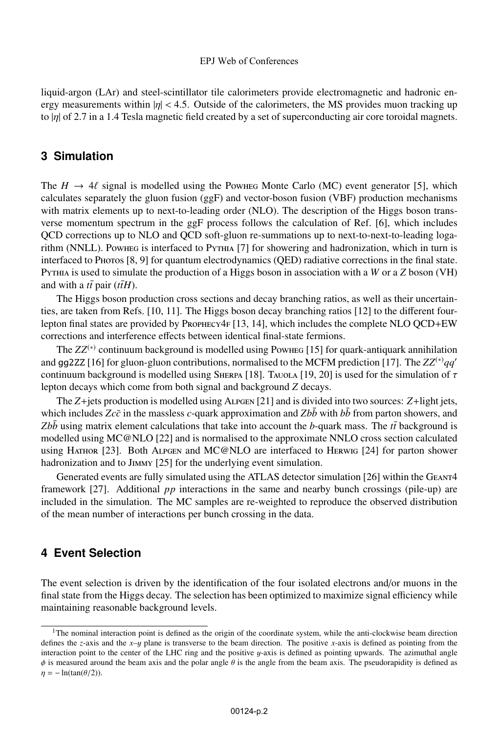liquid-argon (LAr) and steel-scintillator tile calorimeters provide electromagnetic and hadronic energy measurements within $|\eta| < 4.5$. Outside of the calorimeters, the MS provides muon tracking up to $|\eta|$ of 2.7 in a 1.4 Tesla magnetic field created by a set of superconducting air core toroidal magnets.

## 3 Simulation

The $H \rightarrow 4\ell$ signal is modelled using the POWHEG Monte Carlo (MC) event generator [5], which calculates separately the gluon fusion (ggF) and vector-boson fusion (VBF) production mechanisms with matrix elements up to next-to-leading order (NLO). The description of the Higgs boson transverse momentum spectrum in the ggF process follows the calculation of Ref. [6], which includes QCD corrections up to NLO and QCD soft-gluon re-summations up to next-to-next-to-leading logarithm (NNLL). POWHEG is interfaced to PYTHIA [7] for showering and hadronization, which in turn is interfaced to PHOTOS [8, 9] for quantum electrodynamics (QED) radiative corrections in the final state. PYTHIA is used to simulate the production of a Higgs boson in association with a $W$ or a $Z$ boson (VH) and with a $t\bar{t}$ pair ($t\bar{t}H$).

The Higgs boson production cross sections and decay branching ratios, as well as their uncertainties, are taken from Refs. [10, 11]. The Higgs boson decay branching ratios [12] to the different four-lepton final states are provided by PROPHECY4F [13, 14], which includes the complete NLO QCD+EW corrections and interference effects between identical final-state fermions.

The $ZZ^{(*)}$ continuum background is modelled using POWHEG [15] for quark-antiquark annihilation and gg2ZZ [16] for gluon-gluon contributions, normalised to the MCFM prediction [17]. The $ZZ^{(*)}qq'$ continuum background is modelled using SHERPA [18]. TAUOLA [19, 20] is used for the simulation of $\tau$ lepton decays which come from both signal and background $Z$ decays.

The $Z$+jets production is modelled using ALPGEN [21] and is divided into two sources: $Z$+light jets, which includes $Zc\bar{c}$ in the massless $c$-quark approximation and $Zb\bar{b}$ with $b\bar{b}$ from parton showers, and $Zb\bar{b}$ using matrix element calculations that take into account the $b$-quark mass. The $t\bar{t}$ background is modelled using MC@NLO [22] and is normalised to the approximate NNLO cross section calculated using HATHOR [23]. Both ALPGEN and MC@NLO are interfaced to HERWIG [24] for parton shower hadronization and to JIMMY [25] for the underlying event simulation.

Generated events are fully simulated using the ATLAS detector simulation [26] within the GEANT4 framework [27]. Additional $pp$ interactions in the same and nearby bunch crossings (pile-up) are included in the simulation. The MC samples are re-weighted to reproduce the observed distribution of the mean number of interactions per bunch crossing in the data.

## 4 Event Selection

The event selection is driven by the identification of the four isolated electrons and/or muons in the final state from the Higgs decay. The selection has been optimized to maximize signal efficiency while maintaining reasonable background levels.

---

[1] The nominal interaction point is defined as the origin of the coordinate system, while the anti-clockwise beam direction defines the $z$-axis and the $x$–$y$ plane is transverse to the beam direction. The positive $x$-axis is defined as pointing from the interaction point to the center of the LHC ring and the positive $y$-axis is defined as pointing upwards. The azimuthal angle $\phi$ is measured around the beam axis and the polar angle $\theta$ is the angle from the beam axis. The pseudorapidity is defined as $\eta = -\ln(\tan(\theta/2))$.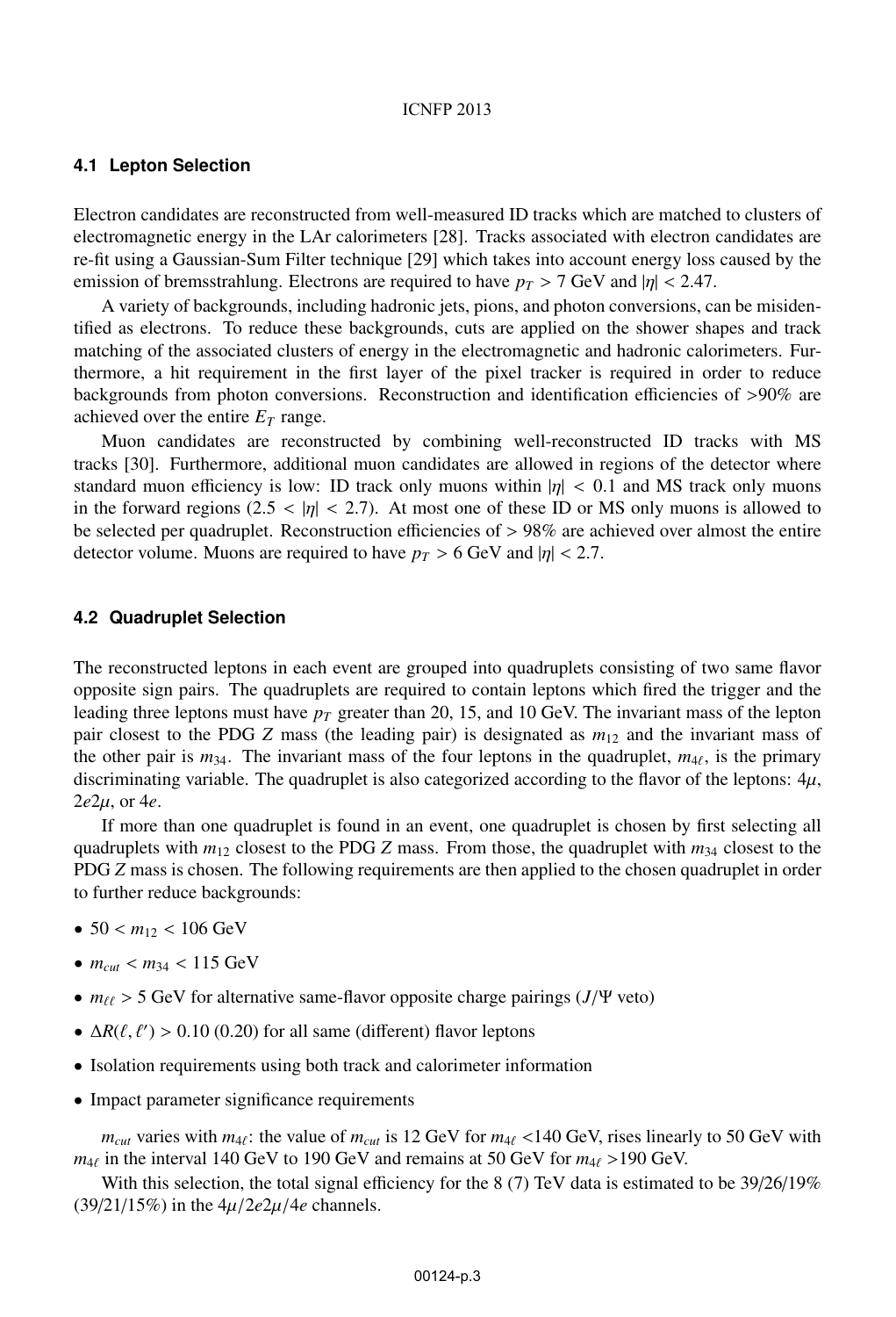### 4.1 Lepton Selection

Electron candidates are reconstructed from well-measured ID tracks which are matched to clusters of electromagnetic energy in the LAr calorimeters [28]. Tracks associated with electron candidates are re-fit using a Gaussian-Sum Filter technique [29] which takes into account energy loss caused by the emission of bremsstrahlung. Electrons are required to have $p_T > 7$ GeV and $|\eta| < 2.47$.

A variety of backgrounds, including hadronic jets, pions, and photon conversions, can be misidentified as electrons. To reduce these backgrounds, cuts are applied on the shower shapes and track matching of the associated clusters of energy in the electromagnetic and hadronic calorimeters. Furthermore, a hit requirement in the first layer of the pixel tracker is required in order to reduce backgrounds from photon conversions. Reconstruction and identification efficiencies of >90% are achieved over the entire $E_T$ range.

Muon candidates are reconstructed by combining well-reconstructed ID tracks with MS tracks [30]. Furthermore, additional muon candidates are allowed in regions of the detector where standard muon efficiency is low: ID track only muons within $|\eta| < 0.1$ and MS track only muons in the forward regions ($2.5 < |\eta| < 2.7$). At most one of these ID or MS only muons is allowed to be selected per quadruplet. Reconstruction efficiencies of > 98% are achieved over almost the entire detector volume. Muons are required to have $p_T > 6$ GeV and $|\eta| < 2.7$.

### 4.2 Quadruplet Selection

The reconstructed leptons in each event are grouped into quadruplets consisting of two same flavor opposite sign pairs. The quadruplets are required to contain leptons which fired the trigger and the leading three leptons must have $p_T$ greater than 20, 15, and 10 GeV. The invariant mass of the lepton pair closest to the PDG $Z$ mass (the leading pair) is designated as $m_{12}$ and the invariant mass of the other pair is $m_{34}$. The invariant mass of the four leptons in the quadruplet, $m_{4\ell}$, is the primary discriminating variable. The quadruplet is also categorized according to the flavor of the leptons: $4\mu$, $2e2\mu$, or $4e$.

If more than one quadruplet is found in an event, one quadruplet is chosen by first selecting all quadruplets with $m_{12}$ closest to the PDG $Z$ mass. From those, the quadruplet with $m_{34}$ closest to the PDG $Z$ mass is chosen. The following requirements are then applied to the chosen quadruplet in order to further reduce backgrounds:

- $50 < m_{12} < 106$ GeV
- $m_{cut} < m_{34} < 115$ GeV
- $m_{\ell\ell} > 5$ GeV for alternative same-flavor opposite charge pairings ($J/\Psi$ veto)
- $\Delta R(\ell, \ell') > 0.10$ (0.20) for all same (different) flavor leptons
- Isolation requirements using both track and calorimeter information
- Impact parameter significance requirements

$m_{cut}$ varies with $m_{4\ell}$: the value of $m_{cut}$ is 12 GeV for $m_{4\ell}$ <140 GeV, rises linearly to 50 GeV with $m_{4\ell}$ in the interval 140 GeV to 190 GeV and remains at 50 GeV for $m_{4\ell}$ >190 GeV.

With this selection, the total signal efficiency for the 8 (7) TeV data is estimated to be 39/26/19% (39/21/15%) in the $4\mu/2e2\mu/4e$ channels.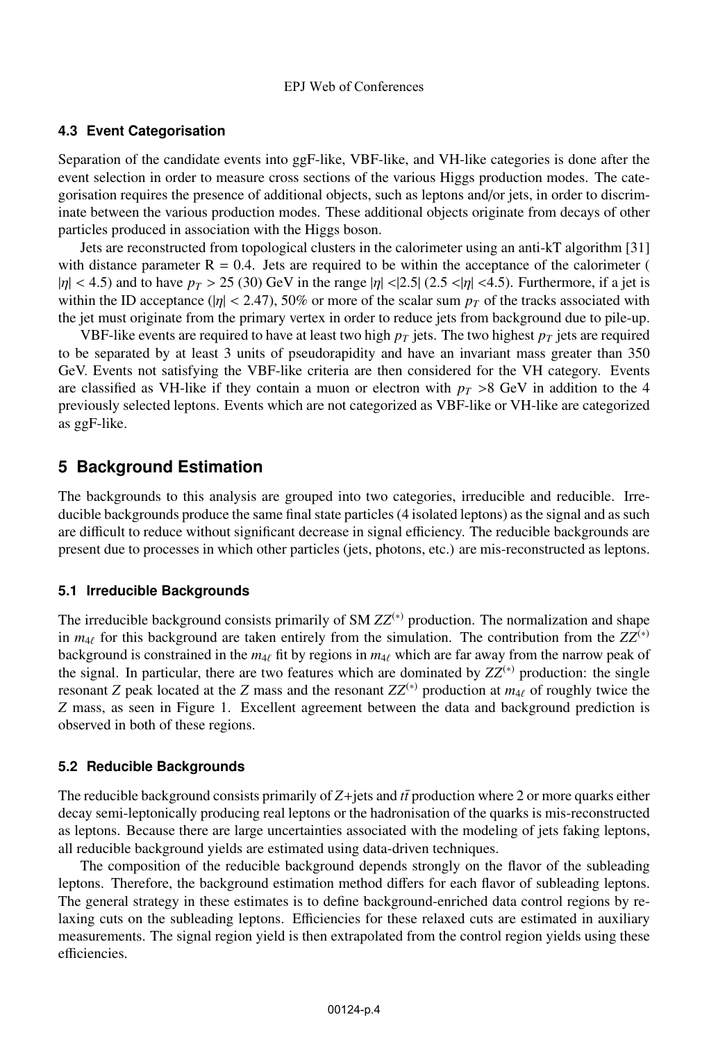### 4.3 Event Categorisation

Separation of the candidate events into ggF-like, VBF-like, and VH-like categories is done after the event selection in order to measure cross sections of the various Higgs production modes. The categorisation requires the presence of additional objects, such as leptons and/or jets, in order to discriminate between the various production modes. These additional objects originate from decays of other particles produced in association with the Higgs boson.

Jets are reconstructed from topological clusters in the calorimeter using an anti-kT algorithm [31] with distance parameter R = 0.4. Jets are required to be within the acceptance of the calorimeter ( $|\eta| < 4.5$) and to have $p_T > 25$ (30) GeV in the range $|\eta| <|2.5|$ ($2.5 <|\eta| <4.5$). Furthermore, if a jet is within the ID acceptance ($|\eta| < 2.47$), 50% or more of the scalar sum $p_T$ of the tracks associated with the jet must originate from the primary vertex in order to reduce jets from background due to pile-up.

VBF-like events are required to have at least two high $p_T$ jets. The two highest $p_T$ jets are required to be separated by at least 3 units of pseudorapidity and have an invariant mass greater than 350 GeV. Events not satisfying the VBF-like criteria are then considered for the VH category. Events are classified as VH-like if they contain a muon or electron with $p_T > 8$ GeV in addition to the 4 previously selected leptons. Events which are not categorized as VBF-like or VH-like are categorized as ggF-like.

## 5 Background Estimation

The backgrounds to this analysis are grouped into two categories, irreducible and reducible. Irreducible backgrounds produce the same final state particles (4 isolated leptons) as the signal and as such are difficult to reduce without significant decrease in signal efficiency. The reducible backgrounds are present due to processes in which other particles (jets, photons, etc.) are mis-reconstructed as leptons.

### 5.1 Irreducible Backgrounds

The irreducible background consists primarily of SM $ZZ^{(*)}$ production. The normalization and shape in $m_{4\ell}$ for this background are taken entirely from the simulation. The contribution from the $ZZ^{(*)}$ background is constrained in the $m_{4\ell}$ fit by regions in $m_{4\ell}$ which are far away from the narrow peak of the signal. In particular, there are two features which are dominated by $ZZ^{(*)}$ production: the single resonant $Z$ peak located at the $Z$ mass and the resonant $ZZ^{(*)}$ production at $m_{4\ell}$ of roughly twice the $Z$ mass, as seen in Figure 1. Excellent agreement between the data and background prediction is observed in both of these regions.

### 5.2 Reducible Backgrounds

The reducible background consists primarily of $Z$+jets and $t\bar{t}$ production where 2 or more quarks either decay semi-leptonically producing real leptons or the hadronisation of the quarks is mis-reconstructed as leptons. Because there are large uncertainties associated with the modeling of jets faking leptons, all reducible background yields are estimated using data-driven techniques.

The composition of the reducible background depends strongly on the flavor of the subleading leptons. Therefore, the background estimation method differs for each flavor of subleading leptons. The general strategy in these estimates is to define background-enriched data control regions by relaxing cuts on the subleading leptons. Efficiencies for these relaxed cuts are estimated in auxiliary measurements. The signal region yield is then extrapolated from the control region yields using these efficiencies.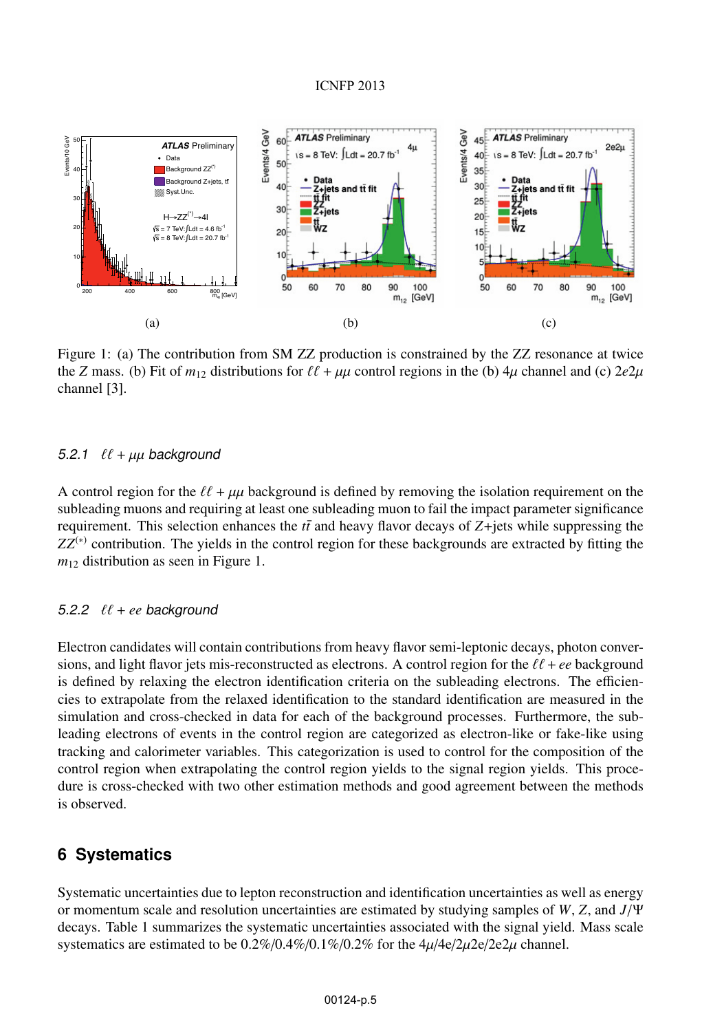ATLAS Preliminary
Data
Background ZZ(*)
Background Z+jets, $t\bar{t}$
Syst.Unc.
$H\rightarrow ZZ^{(*)}\rightarrow 4l$
$\sqrt{s}$ = 7 TeV: ∫Ldt = 4.6 fb⁻¹
$\sqrt{s}$ = 8 TeV: ∫Ldt = 20.7 fb⁻¹
Events/10 GeV
$m_{4l}$ [GeV]

ATLAS Preliminary
$\sqrt{s}$ = 8 TeV: ∫Ldt = 20.7 fb⁻¹
4μ
Data
Z+jets and $t\bar{t}$ fit
$t\bar{t}$ fit
ZZ
Z+jets
$t\bar{t}$
WZ
Events/4 GeV
$m_{12}$ [GeV]

ATLAS Preliminary
$\sqrt{s}$ = 8 TeV: ∫Ldt = 20.7 fb⁻¹
2e2μ
Data
Z+jets and $t\bar{t}$ fit
$t\bar{t}$ fit
ZZ
Z+jets
$t\bar{t}$
WZ
Events/4 GeV
$m_{12}$ [GeV]

(a) (b) (c)

Figure 1: (a) The contribution from SM ZZ production is constrained by the ZZ resonance at twice the $Z$ mass. (b) Fit of $m_{12}$ distributions for $\ell\ell + \mu\mu$ control regions in the (b) $4\mu$ channel and (c) $2e2\mu$ channel [3].

#### 5.2.1 $\ell\ell + \mu\mu$ background

A control region for the $\ell\ell + \mu\mu$ background is defined by removing the isolation requirement on the subleading muons and requiring at least one subleading muon to fail the impact parameter significance requirement. This selection enhances the $t\bar{t}$ and heavy flavor decays of $Z$+jets while suppressing the $ZZ^{(*)}$ contribution. The yields in the control region for these backgrounds are extracted by fitting the $m_{12}$ distribution as seen in Figure 1.

#### 5.2.2 $\ell\ell + ee$ background

Electron candidates will contain contributions from heavy flavor semi-leptonic decays, photon conversions, and light flavor jets mis-reconstructed as electrons. A control region for the $\ell\ell + ee$ background is defined by relaxing the electron identification criteria on the subleading electrons. The efficiencies to extrapolate from the relaxed identification to the standard identification are measured in the simulation and cross-checked in data for each of the background processes. Furthermore, the subleading electrons of events in the control region are categorized as electron-like or fake-like using tracking and calorimeter variables. This categorization is used to control for the composition of the control region when extrapolating the control region yields to the signal region yields. This procedure is cross-checked with two other estimation methods and good agreement between the methods is observed.

## 6 Systematics

Systematic uncertainties due to lepton reconstruction and identification uncertainties as well as energy or momentum scale and resolution uncertainties are estimated by studying samples of $W$, $Z$, and $J/\Psi$ decays. Table 1 summarizes the systematic uncertainties associated with the signal yield. Mass scale systematics are estimated to be 0.2%/0.4%/0.1%/0.2% for the $4\mu$/4e/$2\mu$2e/$2e2\mu$ channel.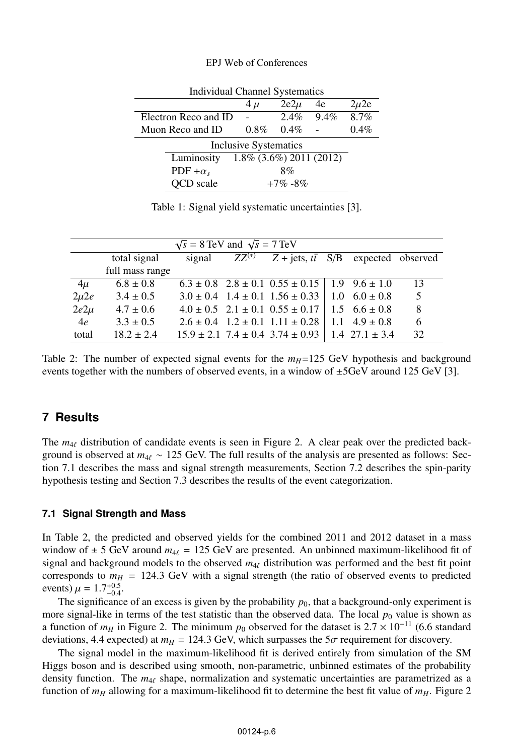| Individual Channel Systematics | | | | |
|---|---|---|---|---|
| | $4\mu$ | $2e2\mu$ | 4e | $2\mu 2e$ |
| Electron Reco and ID | - | 2.4% | 9.4% | 8.7% |
| Muon Reco and ID | 0.8% | 0.4% | - | 0.4% |

| Inclusive Systematics | |
|---|---|
| Luminosity | 1.8% (3.6%) 2011 (2012) |
| PDF $+\alpha_s$ | 8% |
| QCD scale | +7% -8% |

Table 1: Signal yield systematic uncertainties [3].

| | $\sqrt{s} = 8$ TeV and $\sqrt{s} = 7$ TeV | | | | | | |
|---|---|---|---|---|---|---|---|
| | total signal full mass range | signal | $ZZ^{(*)}$ | $Z$ + jets, $t\bar{t}$ | S/B | expected | observed |
| $4\mu$ | $6.8 \pm 0.8$ | $6.3 \pm 0.8$ | $2.8 \pm 0.1$ | $0.55 \pm 0.15$ | 1.9 | $9.6 \pm 1.0$ | 13 |
| $2\mu 2e$ | $3.4 \pm 0.5$ | $3.0 \pm 0.4$ | $1.4 \pm 0.1$ | $1.56 \pm 0.33$ | 1.0 | $6.0 \pm 0.8$ | 5 |
| $2e2\mu$ | $4.7 \pm 0.6$ | $4.0 \pm 0.5$ | $2.1 \pm 0.1$ | $0.55 \pm 0.17$ | 1.5 | $6.6 \pm 0.8$ | 8 |
| $4e$ | $3.3 \pm 0.5$ | $2.6 \pm 0.4$ | $1.2 \pm 0.1$ | $1.11 \pm 0.28$ | 1.1 | $4.9 \pm 0.8$ | 6 |
| total | $18.2 \pm 2.4$ | $15.9 \pm 2.1$ | $7.4 \pm 0.4$ | $3.74 \pm 0.93$ | 1.4 | $27.1 \pm 3.4$ | 32 |

Table 2: The number of expected signal events for the $m_H$=125 GeV hypothesis and background events together with the numbers of observed events, in a window of ±5GeV around 125 GeV [3].

## 7 Results

The $m_{4\ell}$ distribution of candidate events is seen in Figure 2. A clear peak over the predicted background is observed at $m_{4\ell} \sim 125$ GeV. The full results of the analysis are presented as follows: Section 7.1 describes the mass and signal strength measurements, Section 7.2 describes the spin-parity hypothesis testing and Section 7.3 describes the results of the event categorization.

### 7.1 Signal Strength and Mass

In Table 2, the predicted and observed yields for the combined 2011 and 2012 dataset in a mass window of ± 5 GeV around $m_{4\ell} = 125$ GeV are presented. An unbinned maximum-likelihood fit of signal and background models to the observed $m_{4\ell}$ distribution was performed and the best fit point corresponds to $m_H = 124.3$ GeV with a signal strength (the ratio of observed events to predicted events) $\mu = 1.7^{+0.5}_{-0.4}$.

The significance of an excess is given by the probability $p_0$, that a background-only experiment is more signal-like in terms of the test statistic than the observed data. The local $p_0$ value is shown as a function of $m_H$ in Figure 2. The minimum $p_0$ observed for the dataset is $2.7 \times 10^{-11}$ (6.6 standard deviations, 4.4 expected) at $m_H = 124.3$ GeV, which surpasses the $5\sigma$ requirement for discovery.

The signal model in the maximum-likelihood fit is derived entirely from simulation of the SM Higgs boson and is described using smooth, non-parametric, unbinned estimates of the probability density function. The $m_{4\ell}$ shape, normalization and systematic uncertainties are parametrized as a function of $m_H$ allowing for a maximum-likelihood fit to determine the best fit value of $m_H$. Figure 2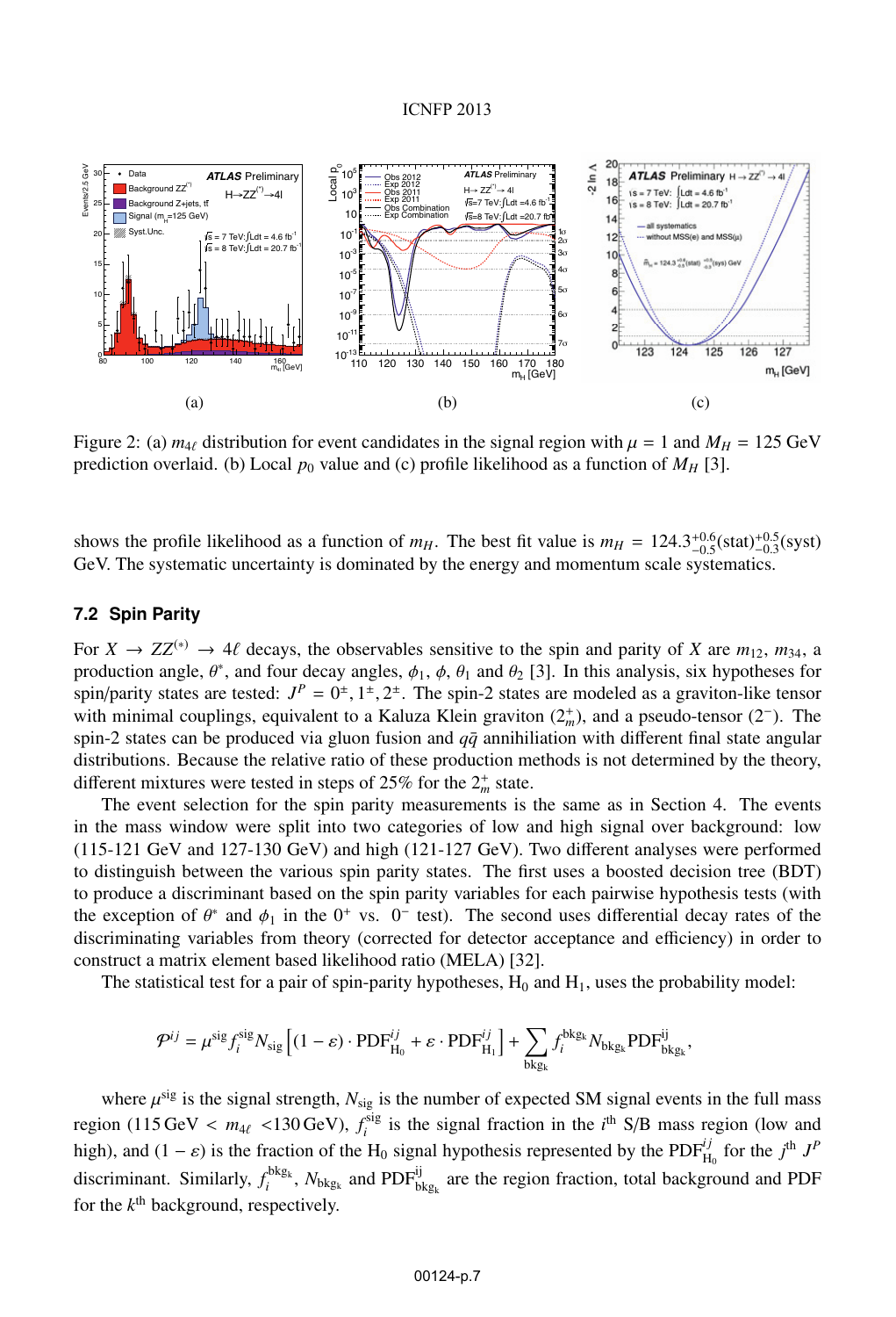(a) (b) (c)

Figure 2: (a) $m_{4\ell}$ distribution for event candidates in the signal region with $\mu = 1$ and $M_H = 125$ GeV prediction overlaid. (b) Local $p_0$ value and (c) profile likelihood as a function of $M_H$ [3].

shows the profile likelihood as a function of $m_H$. The best fit value is $m_H = 124.3^{+0.6}_{-0.5}(\text{stat})^{+0.5}_{-0.3}(\text{syst})$ GeV. The systematic uncertainty is dominated by the energy and momentum scale systematics.

### 7.2 Spin Parity

For $X \to ZZ^{(*)} \to 4\ell$ decays, the observables sensitive to the spin and parity of $X$ are $m_{12}$, $m_{34}$, a production angle, $\theta^*$, and four decay angles, $\phi_1$, $\phi$, $\theta_1$ and $\theta_2$ [3]. In this analysis, six hypotheses for spin/parity states are tested: $J^P = 0^{\pm}, 1^{\pm}, 2^{\pm}$. The spin-2 states are modeled as a graviton-like tensor with minimal couplings, equivalent to a Kaluza Klein graviton ($2^+_m$), and a pseudo-tensor ($2^-$). The spin-2 states can be produced via gluon fusion and $q\bar{q}$ annihiliation with different final state angular distributions. Because the relative ratio of these production methods is not determined by the theory, different mixtures were tested in steps of 25% for the $2^+_m$ state.

The event selection for the spin parity measurements is the same as in Section 4. The events in the mass window were split into two categories of low and high signal over background: low (115-121 GeV and 127-130 GeV) and high (121-127 GeV). Two different analyses were performed to distinguish between the various spin parity states. The first uses a boosted decision tree (BDT) to produce a discriminant based on the spin parity variables for each pairwise hypothesis tests (with the exception of $\theta^*$ and $\phi_1$ in the $0^+$ vs. $0^-$ test). The second uses differential decay rates of the discriminating variables from theory (corrected for detector acceptance and efficiency) in order to construct a matrix element based likelihood ratio (MELA) [32].

The statistical test for a pair of spin-parity hypotheses, $H_0$ and $H_1$, uses the probability model:

$$\mathcal{P}^{ij} = \mu^{\text{sig}} f_i^{\text{sig}} N_{\text{sig}} \left[ (1-\varepsilon) \cdot \text{PDF}^{ij}_{\text{H}_0} + \varepsilon \cdot \text{PDF}^{ij}_{\text{H}_1} \right] + \sum_{\text{bkg}_k} f_i^{\text{bkg}_k} N_{\text{bkg}_k} \text{PDF}^{\text{ij}}_{\text{bkg}_k},$$

where $\mu^{\text{sig}}$ is the signal strength, $N_{\text{sig}}$ is the number of expected SM signal events in the full mass region (115 GeV < $m_{4\ell}$ <130 GeV), $f_i^{\text{sig}}$ is the signal fraction in the $i^{\text{th}}$ S/B mass region (low and high), and $(1-\varepsilon)$ is the fraction of the $\text{H}_0$ signal hypothesis represented by the $\text{PDF}^{ij}_{\text{H}_0}$ for the $j^{\text{th}}$ $J^P$ discriminant. Similarly, $f_i^{\text{bkg}_k}$, $N_{\text{bkg}_k}$ and $\text{PDF}^{\text{ij}}_{\text{bkg}_k}$ are the region fraction, total background and PDF for the $k^{\text{th}}$ background, respectively.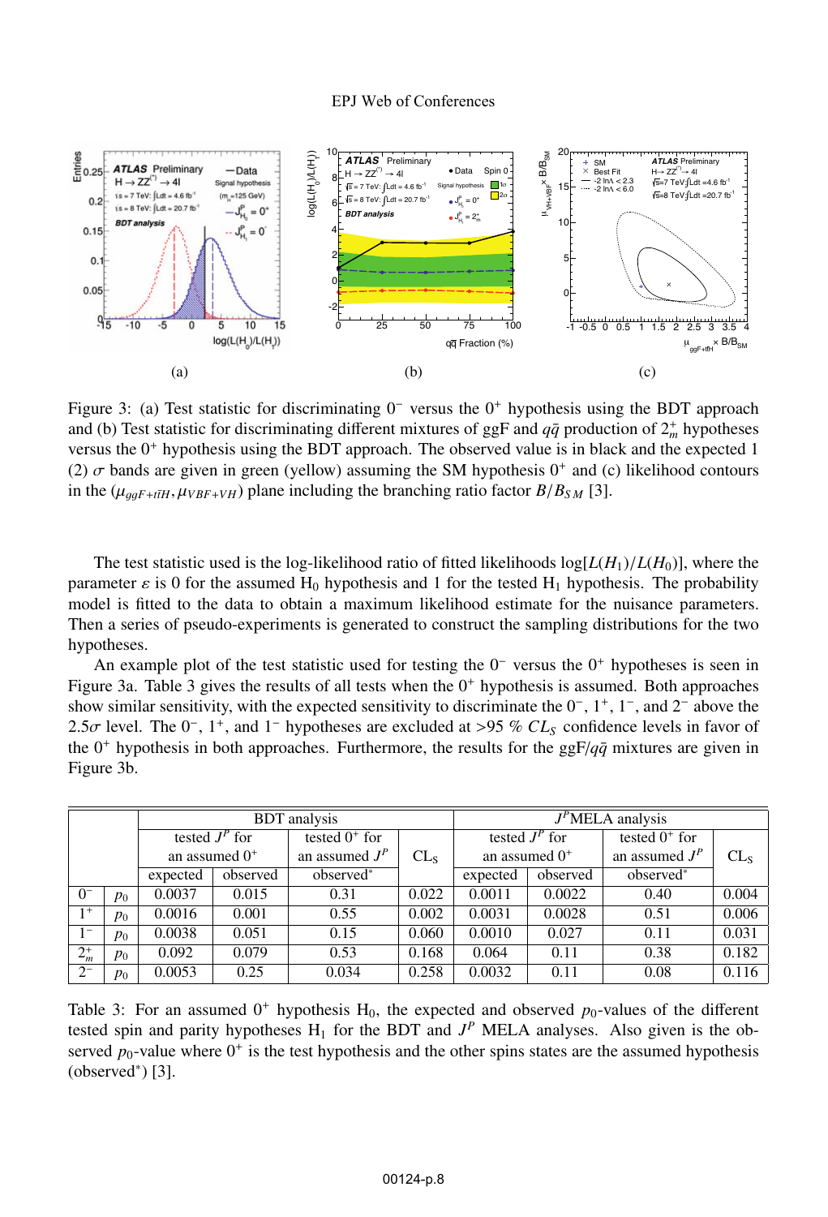ATLAS Preliminary
$H \rightarrow ZZ^{(*)} \rightarrow 4l$
$\sqrt{s}$ = 7 TeV: $\int Ldt$ = 4.6 fb$^{-1}$
$\sqrt{s}$ = 8 TeV: $\int Ldt$ = 20.7 fb$^{-1}$
BDT analysis
Data
Signal hypothesis
($m_H$=125 GeV)
$J^P_{H_0} = 0^+$
$J^P_{H_1} = 0^-$
Entries
log(L(H$_1$)/L(H$_0$))

(a)

ATLAS Preliminary
$H \rightarrow ZZ^{(*)} \rightarrow 4l$
$\sqrt{s}$ = 7 TeV: $\int Ldt$ = 4.6 fb$^{-1}$
$\sqrt{s}$ = 8 TeV: $\int Ldt$ = 20.7 fb$^{-1}$
BDT analysis
Data
Signal hypothesis
Spin 0
1σ
2σ
$J^P_{H_0} = 0^+$
$J^P_{H_1} = 2^+_m$
log(L(H$_0$)/L(H$_1$))
$q\bar{q}$ Fraction (%)

(b)

SM
Best Fit
-2 lnΛ < 2.3
-2 lnΛ < 6.0
ATLAS Preliminary
$H \rightarrow ZZ^{(*)} \rightarrow 4l$
$\sqrt{s}$=7 TeV: $\int Ldt$ =4.6 fb$^{-1}$
$\sqrt{s}$=8 TeV: $\int Ldt$ =20.7 fb$^{-1}$
$\mu_{VH+VBF} \times B/B_{SM}$
$\mu_{ggF+t\bar{t}H} \times B/B_{SM}$

(c)

Figure 3: (a) Test statistic for discriminating $0^-$ versus the $0^+$ hypothesis using the BDT approach and (b) Test statistic for discriminating different mixtures of ggF and $q\bar{q}$ production of $2^+_m$ hypotheses versus the $0^+$ hypothesis using the BDT approach. The observed value is in black and the expected 1 (2) $\sigma$ bands are given in green (yellow) assuming the SM hypothesis $0^+$ and (c) likelihood contours in the $(\mu_{ggF+t\bar{t}H}, \mu_{VBF+VH})$ plane including the branching ratio factor $B/B_{SM}$ [3].

The test statistic used is the log-likelihood ratio of fitted likelihoods $\log[L(H_1)/L(H_0)]$, where the parameter $\varepsilon$ is 0 for the assumed $H_0$ hypothesis and 1 for the tested $H_1$ hypothesis. The probability model is fitted to the data to obtain a maximum likelihood estimate for the nuisance parameters. Then a series of pseudo-experiments is generated to construct the sampling distributions for the two hypotheses.

An example plot of the test statistic used for testing the $0^-$ versus the $0^+$ hypotheses is seen in Figure 3a. Table 3 gives the results of all tests when the $0^+$ hypothesis is assumed. Both approaches show similar sensitivity, with the expected sensitivity to discriminate the $0^-$, $1^+$, $1^-$, and $2^-$ above the $2.5\sigma$ level. The $0^-$, $1^+$, and $1^-$ hypotheses are excluded at >95 % $CL_S$ confidence levels in favor of the $0^+$ hypothesis in both approaches. Furthermore, the results for the ggF/$q\bar{q}$ mixtures are given in Figure 3b.

| | | BDT analysis | | | | $J^P$MELA analysis | | | |
|---|---|---|---|---|---|---|---|---|---|
| | | tested $J^P$ for an assumed $0^+$ | | tested $0^+$ for an assumed $J^P$ | $CL_S$ | tested $J^P$ for an assumed $0^+$ | | tested $0^+$ for an assumed $J^P$ | $CL_S$ |
| | | expected | observed | observed* | | expected | observed | observed* | |
| $0^-$ | $p_0$ | 0.0037 | 0.015 | 0.31 | 0.022 | 0.0011 | 0.0022 | 0.40 | 0.004 |
| $1^+$ | $p_0$ | 0.0016 | 0.001 | 0.55 | 0.002 | 0.0031 | 0.0028 | 0.51 | 0.006 |
| $1^-$ | $p_0$ | 0.0038 | 0.051 | 0.15 | 0.060 | 0.0010 | 0.027 | 0.11 | 0.031 |
| $2^+_m$ | $p_0$ | 0.092 | 0.079 | 0.53 | 0.168 | 0.064 | 0.11 | 0.38 | 0.182 |
| $2^-$ | $p_0$ | 0.0053 | 0.25 | 0.034 | 0.258 | 0.0032 | 0.11 | 0.08 | 0.116 |

Table 3: For an assumed $0^+$ hypothesis $H_0$, the expected and observed $p_0$-values of the different tested spin and parity hypotheses $H_1$ for the BDT and $J^P$ MELA analyses. Also given is the observed $p_0$-value where $0^+$ is the test hypothesis and the other spins states are the assumed hypothesis (observed*) [3].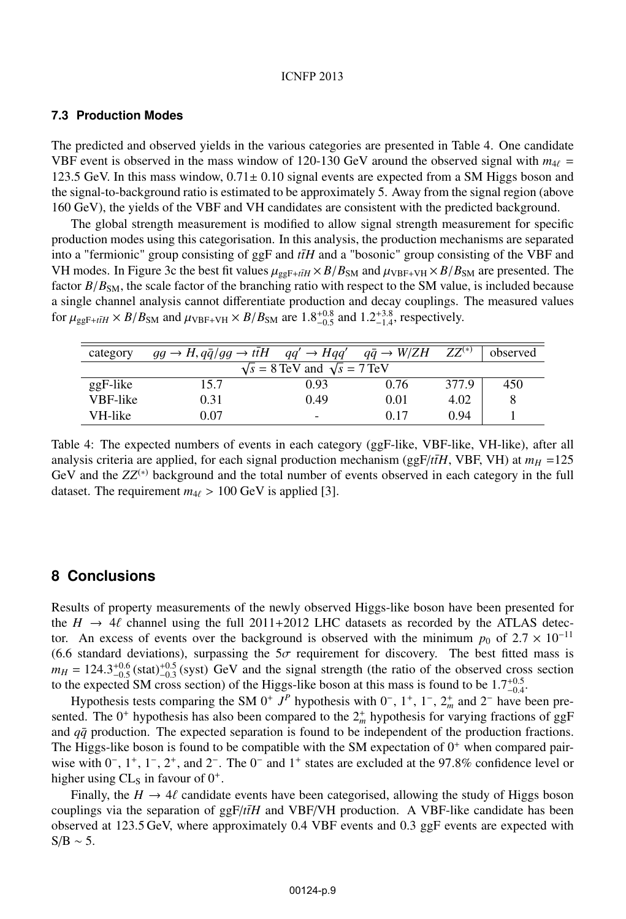### 7.3 Production Modes

The predicted and observed yields in the various categories are presented in Table 4. One candidate VBF event is observed in the mass window of 120-130 GeV around the observed signal with $m_{4\ell}$ = 123.5 GeV. In this mass window, 0.71± 0.10 signal events are expected from a SM Higgs boson and the signal-to-background ratio is estimated to be approximately 5. Away from the signal region (above 160 GeV), the yields of the VBF and VH candidates are consistent with the predicted background.

The global strength measurement is modified to allow signal strength measurement for specific production modes using this categorisation. In this analysis, the production mechanisms are separated into a "fermionic" group consisting of ggF and $t\bar{t}H$ and a "bosonic" group consisting of the VBF and VH modes. In Figure 3c the best fit values $\mu_{\mathrm{ggF}+t\bar{t}H} \times B/B_{\mathrm{SM}}$ and $\mu_{\mathrm{VBF+VH}} \times B/B_{\mathrm{SM}}$ are presented. The factor $B/B_{\mathrm{SM}}$, the scale factor of the branching ratio with respect to the SM value, is included because a single channel analysis cannot differentiate production and decay couplings. The measured values for $\mu_{\mathrm{ggF}+t\bar{t}H} \times B/B_{\mathrm{SM}}$ and $\mu_{\mathrm{VBF+VH}} \times B/B_{\mathrm{SM}}$ are $1.8^{+0.8}_{-0.5}$ and $1.2^{+3.8}_{-1.4}$, respectively.

| category | $gg \to H, q\bar{q}/gg \to t\bar{t}H$ | $qq' \to Hqq'$ | $q\bar{q} \to W/ZH$ | $ZZ^{(*)}$ | observed |
|---|---|---|---|---|---|
| $\sqrt{s}$ = 8 TeV and $\sqrt{s}$ = 7 TeV | | | | | |
| ggF-like | 15.7 | 0.93 | 0.76 | 377.9 | 450 |
| VBF-like | 0.31 | 0.49 | 0.01 | 4.02 | 8 |
| VH-like | 0.07 | - | 0.17 | 0.94 | 1 |

Table 4: The expected numbers of events in each category (ggF-like, VBF-like, VH-like), after all analysis criteria are applied, for each signal production mechanism (ggF/$t\bar{t}H$, VBF, VH) at $m_H$ =125 GeV and the $ZZ^{(*)}$ background and the total number of events observed in each category in the full dataset. The requirement $m_{4\ell} > 100$ GeV is applied [3].

## 8 Conclusions

Results of property measurements of the newly observed Higgs-like boson have been presented for the $H \to 4\ell$ channel using the full 2011+2012 LHC datasets as recorded by the ATLAS detector. An excess of events over the background is observed with the minimum $p_0$ of $2.7 \times 10^{-11}$ (6.6 standard deviations), surpassing the $5\sigma$ requirement for discovery. The best fitted mass is $m_H = 124.3^{+0.6}_{-0.5}\,(\mathrm{stat})^{+0.5}_{-0.3}\,(\mathrm{syst})$ GeV and the signal strength (the ratio of the observed cross section to the expected SM cross section) of the Higgs-like boson at this mass is found to be $1.7^{+0.5}_{-0.4}$.

Hypothesis tests comparing the SM $0^+$ $J^P$ hypothesis with $0^-$, $1^+$, $1^-$, $2^+_m$ and $2^-$ have been presented. The $0^+$ hypothesis has also been compared to the $2^+_m$ hypothesis for varying fractions of ggF and $q\bar{q}$ production. The expected separation is found to be independent of the production fractions. The Higgs-like boson is found to be compatible with the SM expectation of $0^+$ when compared pairwise with $0^-$, $1^+$, $1^-$, $2^+$, and $2^-$. The $0^-$ and $1^+$ states are excluded at the 97.8% confidence level or higher using $\mathrm{CL_S}$ in favour of $0^+$.

Finally, the $H \to 4\ell$ candidate events have been categorised, allowing the study of Higgs boson couplings via the separation of ggF/$t\bar{t}H$ and VBF/VH production. A VBF-like candidate has been observed at 123.5 GeV, where approximately 0.4 VBF events and 0.3 ggF events are expected with S/B ~ 5.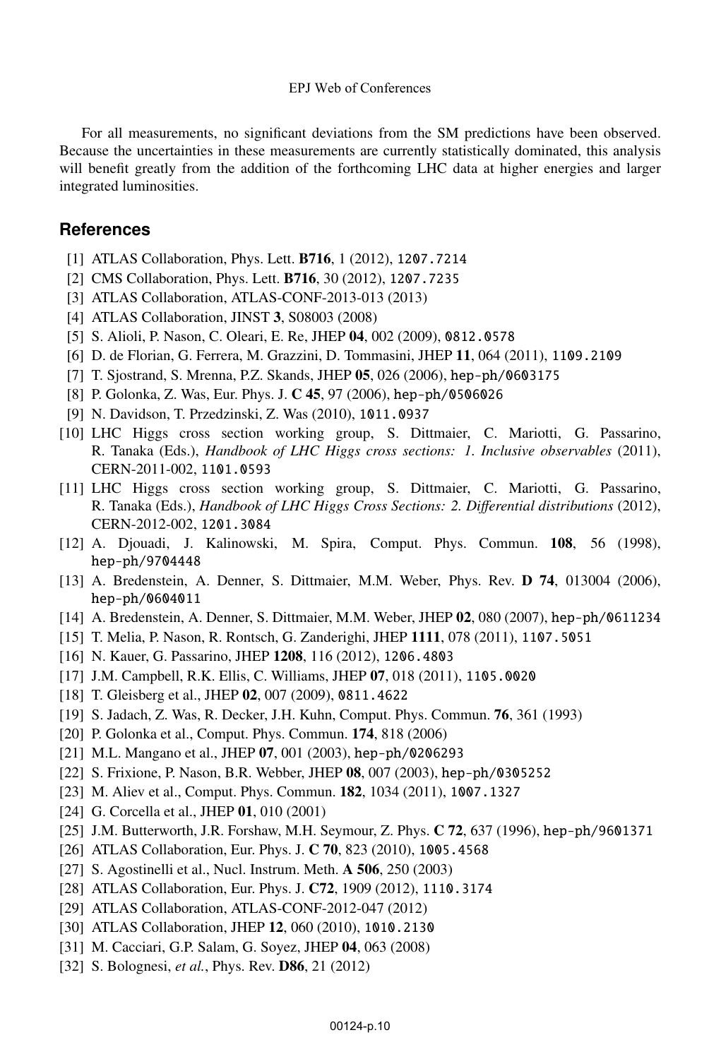For all measurements, no significant deviations from the SM predictions have been observed. Because the uncertainties in these measurements are currently statistically dominated, this analysis will benefit greatly from the addition of the forthcoming LHC data at higher energies and larger integrated luminosities.

## References

[1] ATLAS Collaboration, Phys. Lett. **B716**, 1 (2012), 1207.7214

[2] CMS Collaboration, Phys. Lett. **B716**, 30 (2012), 1207.7235

[3] ATLAS Collaboration, ATLAS-CONF-2013-013 (2013)

[4] ATLAS Collaboration, JINST **3**, S08003 (2008)

[5] S. Alioli, P. Nason, C. Oleari, E. Re, JHEP **04**, 002 (2009), 0812.0578

[6] D. de Florian, G. Ferrera, M. Grazzini, D. Tommasini, JHEP **11**, 064 (2011), 1109.2109

[7] T. Sjostrand, S. Mrenna, P.Z. Skands, JHEP **05**, 026 (2006), hep-ph/0603175

[8] P. Golonka, Z. Was, Eur. Phys. J. **C 45**, 97 (2006), hep-ph/0506026

[9] N. Davidson, T. Przedzinski, Z. Was (2010), 1011.0937

[10] LHC Higgs cross section working group, S. Dittmaier, C. Mariotti, G. Passarino, R. Tanaka (Eds.), *Handbook of LHC Higgs cross sections: 1. Inclusive observables* (2011), CERN-2011-002, 1101.0593

[11] LHC Higgs cross section working group, S. Dittmaier, C. Mariotti, G. Passarino, R. Tanaka (Eds.), *Handbook of LHC Higgs Cross Sections: 2. Differential distributions* (2012), CERN-2012-002, 1201.3084

[12] A. Djouadi, J. Kalinowski, M. Spira, Comput. Phys. Commun. **108**, 56 (1998), hep-ph/9704448

[13] A. Bredenstein, A. Denner, S. Dittmaier, M.M. Weber, Phys. Rev. **D 74**, 013004 (2006), hep-ph/0604011

[14] A. Bredenstein, A. Denner, S. Dittmaier, M.M. Weber, JHEP **02**, 080 (2007), hep-ph/0611234

[15] T. Melia, P. Nason, R. Rontsch, G. Zanderighi, JHEP **1111**, 078 (2011), 1107.5051

[16] N. Kauer, G. Passarino, JHEP **1208**, 116 (2012), 1206.4803

[17] J.M. Campbell, R.K. Ellis, C. Williams, JHEP **07**, 018 (2011), 1105.0020

[18] T. Gleisberg et al., JHEP **02**, 007 (2009), 0811.4622

[19] S. Jadach, Z. Was, R. Decker, J.H. Kuhn, Comput. Phys. Commun. **76**, 361 (1993)

[20] P. Golonka et al., Comput. Phys. Commun. **174**, 818 (2006)

[21] M.L. Mangano et al., JHEP **07**, 001 (2003), hep-ph/0206293

[22] S. Frixione, P. Nason, B.R. Webber, JHEP **08**, 007 (2003), hep-ph/0305252

[23] M. Aliev et al., Comput. Phys. Commun. **182**, 1034 (2011), 1007.1327

[24] G. Corcella et al., JHEP **01**, 010 (2001)

[25] J.M. Butterworth, J.R. Forshaw, M.H. Seymour, Z. Phys. **C 72**, 637 (1996), hep-ph/9601371

[26] ATLAS Collaboration, Eur. Phys. J. **C 70**, 823 (2010), 1005.4568

[27] S. Agostinelli et al., Nucl. Instrum. Meth. **A 506**, 250 (2003)

[28] ATLAS Collaboration, Eur. Phys. J. **C72**, 1909 (2012), 1110.3174

[29] ATLAS Collaboration, ATLAS-CONF-2012-047 (2012)

[30] ATLAS Collaboration, JHEP **12**, 060 (2010), 1010.2130

[31] M. Cacciari, G.P. Salam, G. Soyez, JHEP **04**, 063 (2008)

[32] S. Bolognesi, *et al.*, Phys. Rev. **D86**, 21 (2012)